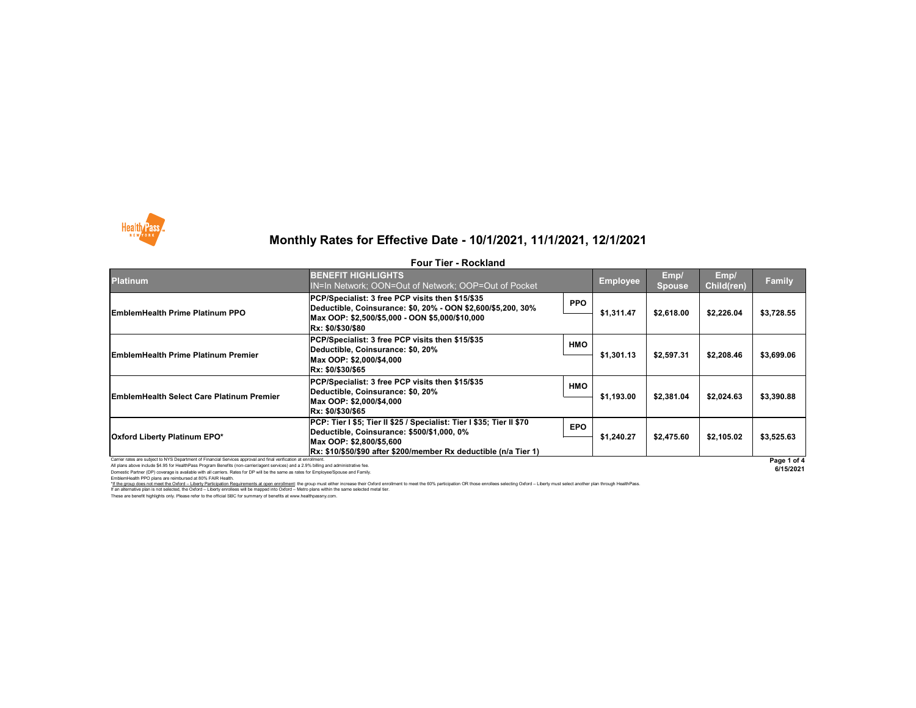# Monthly Rates for Effective Date - 10/1/2021, 11/1/2021, 12/1/2021

## Four Tier - Rockland

| Platinum | BENEFIT HIGHLIGHTS<br>IN=In Network; OON=Out of Network; OOP=Out of Pocket | | Employee | Emp/ Spouse | Emp/ Child(ren) | Family |
|---|---|---|---|---|---|---|
| EmblemHealth Prime Platinum PPO | PCP/Specialist: 3 free PCP visits then $15/$35<br>Deductible, Coinsurance: $0, 20% - OON $2,600/$5,200, 30%<br>Max OOP: $2,500/$5,000 - OON $5,000/$10,000<br>Rx: $0/$30/$80 | PPO | $1,311.47 | $2,618.00 | $2,226.04 | $3,728.55 |
| EmblemHealth Prime Platinum Premier | PCP/Specialist: 3 free PCP visits then $15/$35<br>Deductible, Coinsurance: $0, 20%<br>Max OOP: $2,000/$4,000<br>Rx: $0/$30/$65 | HMO | $1,301.13 | $2,597.31 | $2,208.46 | $3,699.06 |
| EmblemHealth Select Care Platinum Premier | PCP/Specialist: 3 free PCP visits then $15/$35<br>Deductible, Coinsurance: $0, 20%<br>Max OOP: $2,000/$4,000<br>Rx: $0/$30/$65 | HMO | $1,193.00 | $2,381.04 | $2,024.63 | $3,390.88 |
| Oxford Liberty Platinum EPO* | PCP: Tier I $5; Tier II $25 / Specialist: Tier I $35; Tier II $70<br>Deductible, Coinsurance: $500/$1,000, 0%<br>Max OOP: $2,800/$5,600<br>Rx: $10/$50/$90 after $200/member Rx deductible (n/a Tier 1) | EPO | $1,240.27 | $2,475.60 | $2,105.02 | $3,525.63 |

Carrier rates are subject to NYS Department of Financial Services approval and final verification at enrollment.
All plans above include $4.95 for HealthPass Program Benefits (non-carrier/agent services) and a 2.9% billing and administrative fee.
Domestic Partner (DP) coverage is available with all carriers. Rates for DP will be the same as rates for Employee/Spouse and Family.
EmblemHealth PPO plans are reimbursed at 80% FAIR Health.
*If the group does not meet the Oxford – Liberty Participation Requirements at open enrollment: the group must either increase their Oxford enrollment to meet the 60% participation OR those enrollees selecting Oxford – Liberty must select another plan through HealthPass.
If an alternative plan is not selected, the Oxford – Liberty enrollees will be mapped into Oxford – Metro plans within the same selected metal tier.
These are benefit highlights only. Please refer to the official SBC for summary of benefits at www.healthpassny.com.

6/15/2021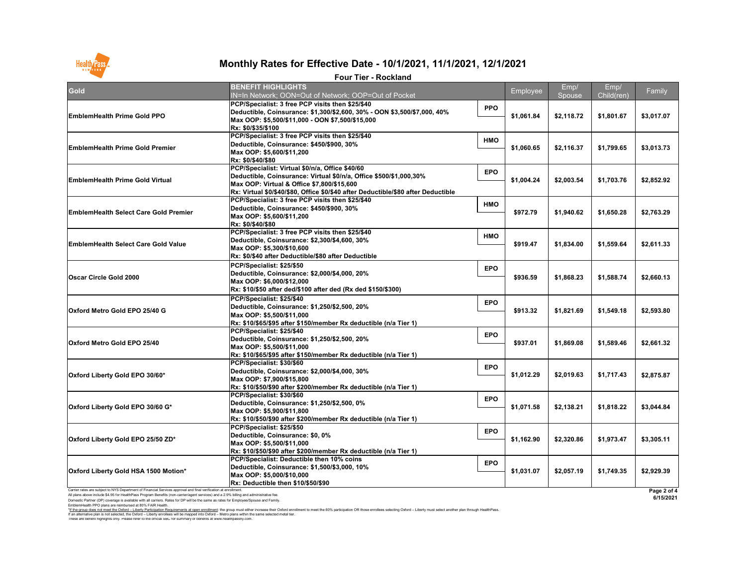# Monthly Rates for Effective Date - 10/1/2021, 11/1/2021, 12/1/2021

## Four Tier - Rockland

| Gold | BENEFIT HIGHLIGHTS<br>IN=In Network; OON=Out of Network; OOP=Out of Pocket | | Employee | Emp/ Spouse | Emp/ Child(ren) | Family |
|---|---|---|---|---|---|---|
| EmblemHealth Prime Gold PPO | PCP/Specialist: 3 free PCP visits then $25/$40<br>Deductible, Coinsurance: $1,300/$2,600, 30% - OON $3,500/$7,000, 40%<br>Max OOP: $5,500/$11,000 - OON $7,500/$15,000<br>Rx: $0/$35/$100 | PPO | $1,061.84 | $2,118.72 | $1,801.67 | $3,017.07 |
| EmblemHealth Prime Gold Premier | PCP/Specialist: 3 free PCP visits then $25/$40<br>Deductible, Coinsurance: $450/$900, 30%<br>Max OOP: $5,600/$11,200<br>Rx: $0/$40/$80 | HMO | $1,060.65 | $2,116.37 | $1,799.65 | $3,013.73 |
| EmblemHealth Prime Gold Virtual | PCP/Specialist: Virtual $0/n/a, Office $40/60<br>Deductible, Coinsurance: Virtual $0/n/a, Office $500/$1,000,30%<br>Max OOP: Virtual & Office $7,800/$15,600<br>Rx: Virtual $0/$40/$80, Office $0/$40 after Deductible/$80 after Deductible | EPO | $1,004.24 | $2,003.54 | $1,703.76 | $2,852.92 |
| EmblemHealth Select Care Gold Premier | PCP/Specialist: 3 free PCP visits then $25/$40<br>Deductible, Coinsurance: $450/$900, 30%<br>Max OOP: $5,600/$11,200<br>Rx: $0/$40/$80 | HMO | $972.79 | $1,940.62 | $1,650.28 | $2,763.29 |
| EmblemHealth Select Care Gold Value | PCP/Specialist: 3 free PCP visits then $25/$40<br>Deductible, Coinsurance: $2,300/$4,600, 30%<br>Max OOP: $5,300/$10,600<br>Rx: $0/$40 after Deductible/$80 after Deductible | HMO | $919.47 | $1,834.00 | $1,559.64 | $2,611.33 |
| Oscar Circle Gold 2000 | PCP/Specialist: $25/$50<br>Deductible, Coinsurance: $2,000/$4,000, 20%<br>Max OOP: $6,000/$12,000<br>Rx: $10/$50 after ded/$100 after ded (Rx ded $150/$300) | EPO | $936.59 | $1,868.23 | $1,588.74 | $2,660.13 |
| Oxford Metro Gold EPO 25/40 G | PCP/Specialist: $25/$40<br>Deductible, Coinsurance: $1,250/$2,500, 20%<br>Max OOP: $5,500/$11,000<br>Rx: $10/$65/$95 after $150/member Rx deductible (n/a Tier 1) | EPO | $913.32 | $1,821.69 | $1,549.18 | $2,593.80 |
| Oxford Metro Gold EPO 25/40 | PCP/Specialist: $25/$40<br>Deductible, Coinsurance: $1,250/$2,500, 20%<br>Max OOP: $5,500/$11,000<br>Rx: $10/$65/$95 after $150/member Rx deductible (n/a Tier 1) | EPO | $937.01 | $1,869.08 | $1,589.46 | $2,661.32 |
| Oxford Liberty Gold EPO 30/60* | PCP/Specialist: $30/$60<br>Deductible, Coinsurance: $2,000/$4,000, 30%<br>Max OOP: $7,900/$15,800<br>Rx: $10/$50/$90 after $200/member Rx deductible (n/a Tier 1) | EPO | $1,012.29 | $2,019.63 | $1,717.43 | $2,875.87 |
| Oxford Liberty Gold EPO 30/60 G* | PCP/Specialist: $30/$60<br>Deductible, Coinsurance: $1,250/$2,500, 0%<br>Max OOP: $5,900/$11,800<br>Rx: $10/$50/$90 after $200/member Rx deductible (n/a Tier 1) | EPO | $1,071.58 | $2,138.21 | $1,818.22 | $3,044.84 |
| Oxford Liberty Gold EPO 25/50 ZD* | PCP/Specialist: $25/$50<br>Deductible, Coinsurance: $0, 0%<br>Max OOP: $5,500/$11,000<br>Rx: $10/$50/$90 after $200/member Rx deductible (n/a Tier 1) | EPO | $1,162.90 | $2,320.86 | $1,973.47 | $3,305.11 |
| Oxford Liberty Gold HSA 1500 Motion* | PCP/Specialist: Deductible then 10% coins<br>Deductible, Coinsurance: $1,500/$3,000, 10%<br>Max OOP: $5,000/$10,000<br>Rx: Deductible then $10/$50/$90 | EPO | $1,031.07 | $2,057.19 | $1,749.35 | $2,929.39 |

Carrier rates are subject to NYS Department of Financial Services approval and final verification at enrollment.
All plans above include $4.95 for HealthPass Program Benefits (non-carrier/agent services) and a 2.9% billing and administrative fee.
Domestic Partner (DP) coverage is available with all carriers. Rates for DP will be the same as rates for Employee/Spouse and Family.
EmblemHealth PPO plans are reimbursed at 80% FAIR Health.
*If the group does not meet the Oxford – Liberty Participation Requirements at open enrollment: the group must either increase their Oxford enrollment to meet the 60% participation OR those enrollees selecting Oxford – Liberty must select another plan through HealthPass.
If an alternative plan is not selected, the Oxford – Liberty enrollees will be mapped into Oxford – Metro plans within the same selected metal tier.
These are benefit highlights only. Please refer to the official SBC for summary of benefits at www.healthpassny.com.

6/15/2021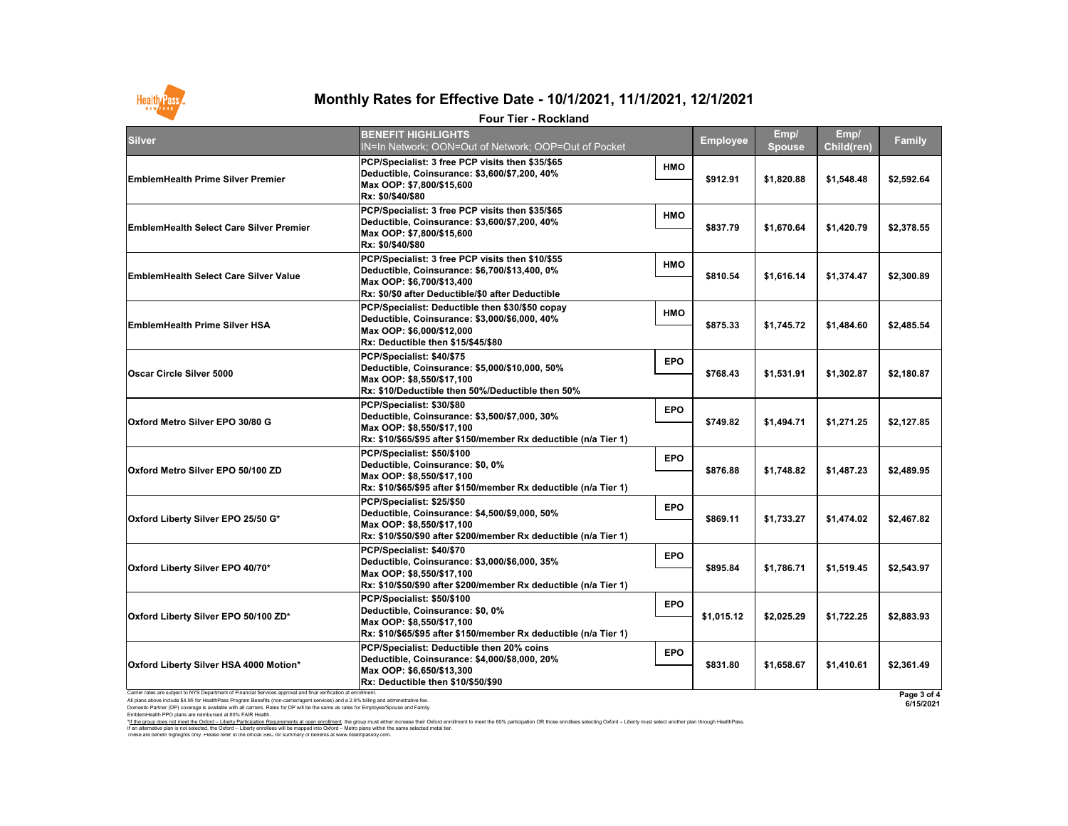# Monthly Rates for Effective Date - 10/1/2021, 11/1/2021, 12/1/2021

## Four Tier - Rockland

| Silver | BENEFIT HIGHLIGHTS<br>IN=In Network; OON=Out of Network; OOP=Out of Pocket | | Employee | Emp/ Spouse | Emp/ Child(ren) | Family |
|---|---|---|---|---|---|---|
| EmblemHealth Prime Silver Premier | PCP/Specialist: 3 free PCP visits then $35/$65<br>Deductible, Coinsurance: $3,600/$7,200, 40%<br>Max OOP: $7,800/$15,600<br>Rx: $0/$40/$80 | HMO | $912.91 | $1,820.88 | $1,548.48 | $2,592.64 |
| EmblemHealth Select Care Silver Premier | PCP/Specialist: 3 free PCP visits then $35/$65<br>Deductible, Coinsurance: $3,600/$7,200, 40%<br>Max OOP: $7,800/$15,600<br>Rx: $0/$40/$80 | HMO | $837.79 | $1,670.64 | $1,420.79 | $2,378.55 |
| EmblemHealth Select Care Silver Value | PCP/Specialist: 3 free PCP visits then $10/$55<br>Deductible, Coinsurance: $6,700/$13,400, 0%<br>Max OOP: $6,700/$13,400<br>Rx: $0/$0 after Deductible/$0 after Deductible | HMO | $810.54 | $1,616.14 | $1,374.47 | $2,300.89 |
| EmblemHealth Prime Silver HSA | PCP/Specialist: Deductible then $30/$50 copay<br>Deductible, Coinsurance: $3,000/$6,000, 40%<br>Max OOP: $6,000/$12,000<br>Rx: Deductible then $15/$45/$80 | HMO | $875.33 | $1,745.72 | $1,484.60 | $2,485.54 |
| Oscar Circle Silver 5000 | PCP/Specialist: $40/$75<br>Deductible, Coinsurance: $5,000/$10,000, 50%<br>Max OOP: $8,550/$17,100<br>Rx: $10/Deductible then 50%/Deductible then 50% | EPO | $768.43 | $1,531.91 | $1,302.87 | $2,180.87 |
| Oxford Metro Silver EPO 30/80 G | PCP/Specialist: $30/$80<br>Deductible, Coinsurance: $3,500/$7,000, 30%<br>Max OOP: $8,550/$17,100<br>Rx: $10/$65/$95 after $150/member Rx deductible (n/a Tier 1) | EPO | $749.82 | $1,494.71 | $1,271.25 | $2,127.85 |
| Oxford Metro Silver EPO 50/100 ZD | PCP/Specialist: $50/$100<br>Deductible, Coinsurance: $0, 0%<br>Max OOP: $8,550/$17,100<br>Rx: $10/$65/$95 after $150/member Rx deductible (n/a Tier 1) | EPO | $876.88 | $1,748.82 | $1,487.23 | $2,489.95 |
| Oxford Liberty Silver EPO 25/50 G* | PCP/Specialist: $25/$50<br>Deductible, Coinsurance: $4,500/$9,000, 50%<br>Max OOP: $8,550/$17,100<br>Rx: $10/$50/$90 after $200/member Rx deductible (n/a Tier 1) | EPO | $869.11 | $1,733.27 | $1,474.02 | $2,467.82 |
| Oxford Liberty Silver EPO 40/70* | PCP/Specialist: $40/$70<br>Deductible, Coinsurance: $3,000/$6,000, 35%<br>Max OOP: $8,550/$17,100<br>Rx: $10/$50/$90 after $200/member Rx deductible (n/a Tier 1) | EPO | $895.84 | $1,786.71 | $1,519.45 | $2,543.97 |
| Oxford Liberty Silver EPO 50/100 ZD* | PCP/Specialist: $50/$100<br>Deductible, Coinsurance: $0, 0%<br>Max OOP: $8,550/$17,100<br>Rx: $10/$65/$95 after $150/member Rx deductible (n/a Tier 1) | EPO | $1,015.12 | $2,025.29 | $1,722.25 | $2,883.93 |
| Oxford Liberty Silver HSA 4000 Motion* | PCP/Specialist: Deductible then 20% coins<br>Deductible, Coinsurance: $4,000/$8,000, 20%<br>Max OOP: $6,650/$13,300<br>Rx: Deductible then $10/$50/$90 | EPO | $831.80 | $1,658.67 | $1,410.61 | $2,361.49 |

Carrier rates are subject to NYS Department of Financial Services approval and final verification at enrollment.
All plans above include $4.95 for HealthPass Program Benefits (non-carrier/agent services) and a 2.9% billing and administrative fee.
Domestic Partner (DP) coverage is available with all carriers. Rates for DP will be the same as rates for Employee/Spouse and Family.
EmblemHealth PPO plans are reimbursed at 80% FAIR Health.
*If the group does not meet the Oxford – Liberty Participation Requirements at open enrollment: the group must either increase their Oxford enrollment to meet the 60% participation OR those enrollees selecting Oxford – Liberty must select another plan through HealthPass.
If an alternative plan is not selected, the Oxford – Liberty enrollees will be mapped into Oxford – Metro plans within the same selected metal tier.
These are benefit highlights only. Please refer to the official SBC for summary of benefits at www.healthpassny.com.

6/15/2021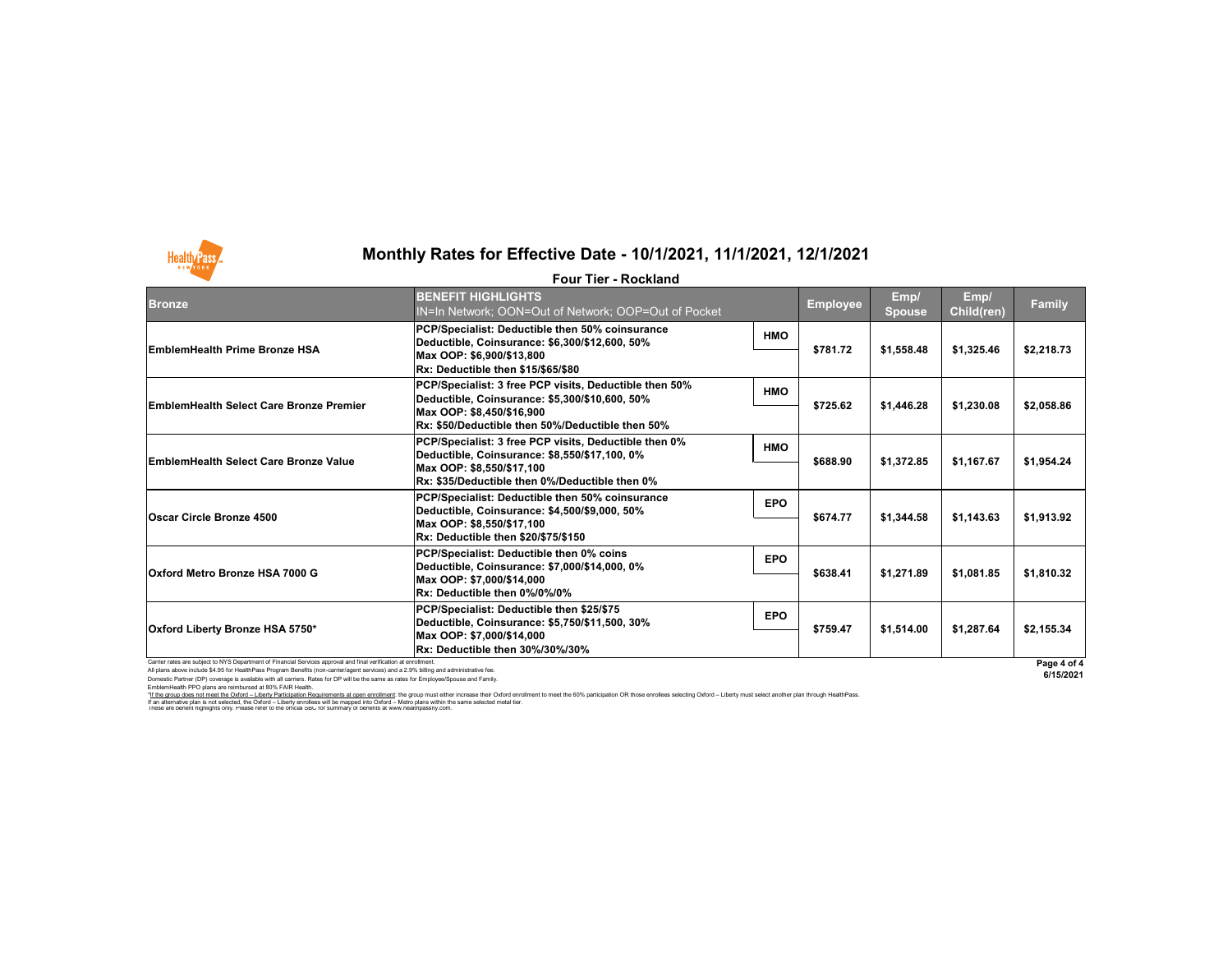# Monthly Rates for Effective Date - 10/1/2021, 11/1/2021, 12/1/2021

## Four Tier - Rockland

| Bronze | BENEFIT HIGHLIGHTS IN=In Network; OON=Out of Network; OOP=Out of Pocket | | Employee | Emp/ Spouse | Emp/ Child(ren) | Family |
|---|---|---|---|---|---|---|
| EmblemHealth Prime Bronze HSA | PCP/Specialist: Deductible then 50% coinsurance<br>Deductible, Coinsurance: $6,300/$12,600, 50%<br>Max OOP: $6,900/$13,800<br>Rx: Deductible then $15/$65/$80 | HMO | $781.72 | $1,558.48 | $1,325.46 | $2,218.73 |
| EmblemHealth Select Care Bronze Premier | PCP/Specialist: 3 free PCP visits, Deductible then 50%<br>Deductible, Coinsurance: $5,300/$10,600, 50%<br>Max OOP: $8,450/$16,900<br>Rx: $50/Deductible then 50%/Deductible then 50% | HMO | $725.62 | $1,446.28 | $1,230.08 | $2,058.86 |
| EmblemHealth Select Care Bronze Value | PCP/Specialist: 3 free PCP visits, Deductible then 0%<br>Deductible, Coinsurance: $8,550/$17,100, 0%<br>Max OOP: $8,550/$17,100<br>Rx: $35/Deductible then 0%/Deductible then 0% | HMO | $688.90 | $1,372.85 | $1,167.67 | $1,954.24 |
| Oscar Circle Bronze 4500 | PCP/Specialist: Deductible then 50% coinsurance<br>Deductible, Coinsurance: $4,500/$9,000, 50%<br>Max OOP: $8,550/$17,100<br>Rx: Deductible then $20/$75/$150 | EPO | $674.77 | $1,344.58 | $1,143.63 | $1,913.92 |
| Oxford Metro Bronze HSA 7000 G | PCP/Specialist: Deductible then 0% coins<br>Deductible, Coinsurance: $7,000/$14,000, 0%<br>Max OOP: $7,000/$14,000<br>Rx: Deductible then 0%/0%/0% | EPO | $638.41 | $1,271.89 | $1,081.85 | $1,810.32 |
| Oxford Liberty Bronze HSA 5750* | PCP/Specialist: Deductible then $25/$75<br>Deductible, Coinsurance: $5,750/$11,500, 30%<br>Max OOP: $7,000/$14,000<br>Rx: Deductible then 30%/30%/30% | EPO | $759.47 | $1,514.00 | $1,287.64 | $2,155.34 |

Carrier rates are subject to NYS Department of Financial Services approval and final verification at enrollment.
All plans above include $4.95 for HealthPass Program Benefits (non-carrier/agent services) and a 2.9% billing and administrative fee.
Domestic Partner (DP) coverage is available with all carriers. Rates for DP will be the same as rates for Employee/Spouse and Family.
EmblemHealth PPO plans are reimbursed at 80% FAIR Health.
*If the group does not meet the Oxford – Liberty Participation Requirements at open enrollment: the group must either increase their Oxford enrollment to meet the 60% participation OR those enrollees selecting Oxford – Liberty must select another plan through HealthPass.
If an alternative plan is not selected, the Oxford – Liberty enrollees will be mapped into Oxford – Metro plans within the same selected metal tier.
These are benefit highlights only. Please refer to the official SBC for summary of benefits at www.healthpassny.com.

6/15/2021